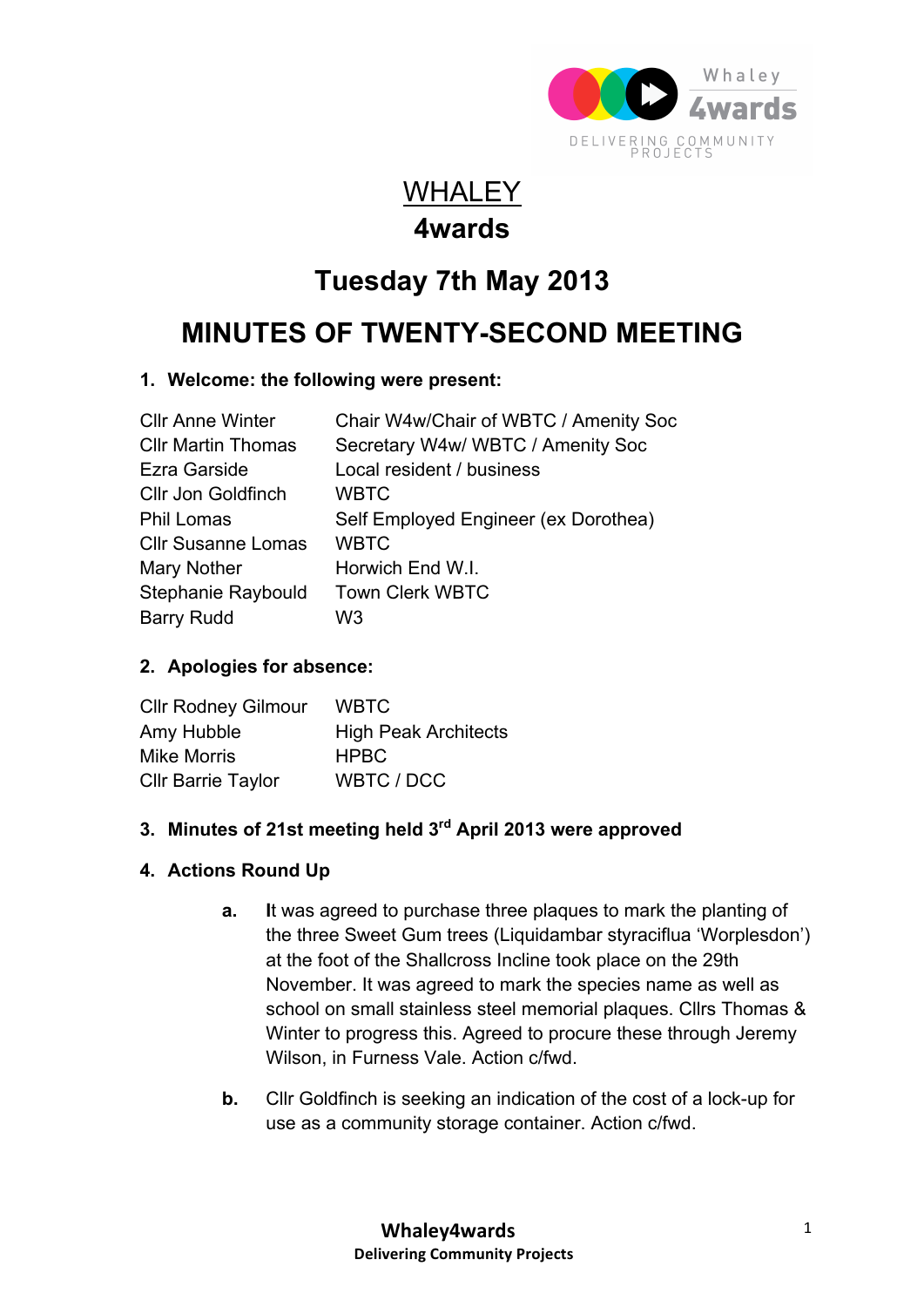# WHALEY

# 4wards

## Tuesday 7th May 2013

## MINUTES OF TWENTY-SECOND MEETING

### 1. Welcome: the following were present:

| | |
|---|---|
| Cllr Anne Winter | Chair W4w/Chair of WBTC / Amenity Soc |
| Cllr Martin Thomas | Secretary W4w/ WBTC / Amenity Soc |
| Ezra Garside | Local resident / business |
| Cllr Jon Goldfinch | WBTC |
| Phil Lomas | Self Employed Engineer (ex Dorothea) |
| Cllr Susanne Lomas | WBTC |
| Mary Nother | Horwich End W.I. |
| Stephanie Raybould | Town Clerk WBTC |
| Barry Rudd | W3 |

### 2. Apologies for absence:

| | |
|---|---|
| Cllr Rodney Gilmour | WBTC |
| Amy Hubble | High Peak Architects |
| Mike Morris | HPBC |
| Cllr Barrie Taylor | WBTC / DCC |

### 3. Minutes of 21st meeting held 3rd April 2013 were approved

### 4. Actions Round Up

**a.** It was agreed to purchase three plaques to mark the planting of the three Sweet Gum trees (Liquidambar styraciflua 'Worplesdon') at the foot of the Shallcross Incline took place on the 29th November. It was agreed to mark the species name as well as school on small stainless steel memorial plaques. Cllrs Thomas & Winter to progress this. Agreed to procure these through Jeremy Wilson, in Furness Vale. Action c/fwd.

**b.** Cllr Goldfinch is seeking an indication of the cost of a lock-up for use as a community storage container. Action c/fwd.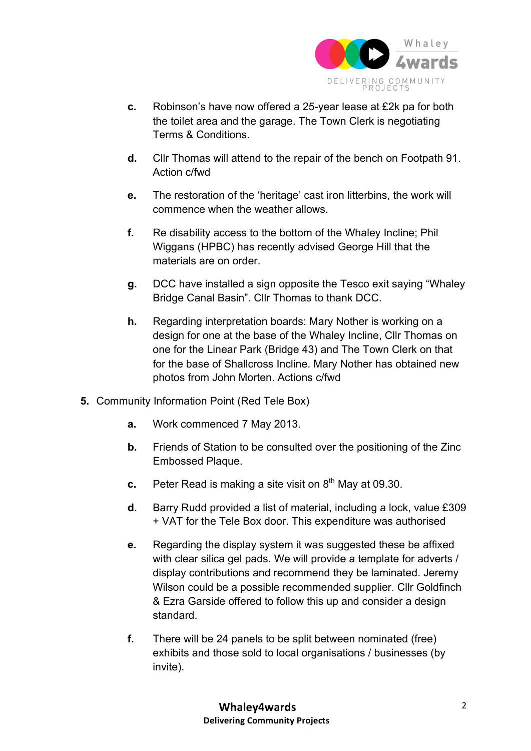c. Robinson's have now offered a 25-year lease at £2k pa for both the toilet area and the garage. The Town Clerk is negotiating Terms & Conditions.

d. Cllr Thomas will attend to the repair of the bench on Footpath 91. Action c/fwd

e. The restoration of the 'heritage' cast iron litterbins, the work will commence when the weather allows.

f. Re disability access to the bottom of the Whaley Incline; Phil Wiggans (HPBC) has recently advised George Hill that the materials are on order.

g. DCC have installed a sign opposite the Tesco exit saying "Whaley Bridge Canal Basin". Cllr Thomas to thank DCC.

h. Regarding interpretation boards: Mary Nother is working on a design for one at the base of the Whaley Incline, Cllr Thomas on one for the Linear Park (Bridge 43) and The Town Clerk on that for the base of Shallcross Incline. Mary Nother has obtained new photos from John Morten. Actions c/fwd

**5.** Community Information Point (Red Tele Box)

a. Work commenced 7 May 2013.

b. Friends of Station to be consulted over the positioning of the Zinc Embossed Plaque.

c. Peter Read is making a site visit on 8th May at 09.30.

d. Barry Rudd provided a list of material, including a lock, value £309 + VAT for the Tele Box door. This expenditure was authorised

e. Regarding the display system it was suggested these be affixed with clear silica gel pads. We will provide a template for adverts / display contributions and recommend they be laminated. Jeremy Wilson could be a possible recommended supplier. Cllr Goldfinch & Ezra Garside offered to follow this up and consider a design standard.

f. There will be 24 panels to be split between nominated (free) exhibits and those sold to local organisations / businesses (by invite).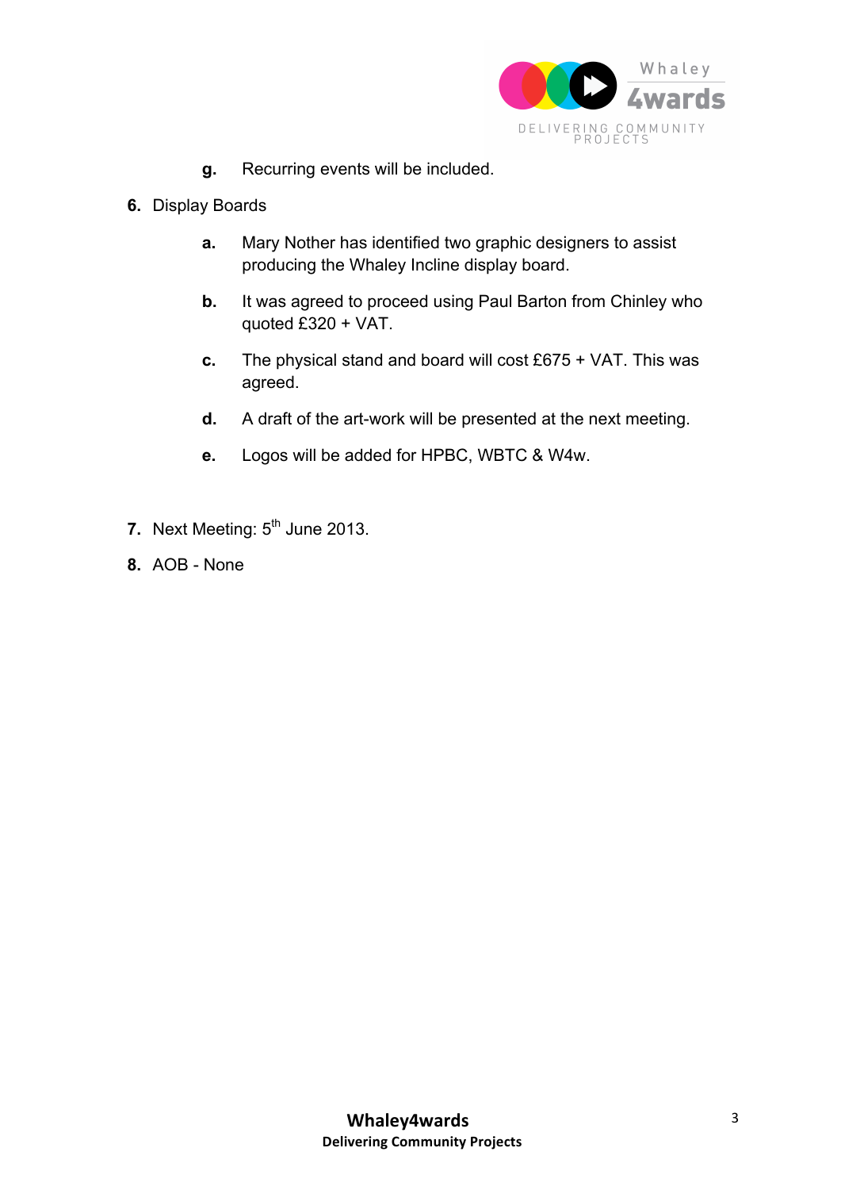g. Recurring events will be included.

6. Display Boards

   a. Mary Nother has identified two graphic designers to assist producing the Whaley Incline display board.

   b. It was agreed to proceed using Paul Barton from Chinley who quoted £320 + VAT.

   c. The physical stand and board will cost £675 + VAT. This was agreed.

   d. A draft of the art-work will be presented at the next meeting.

   e. Logos will be added for HPBC, WBTC & W4w.

7. Next Meeting: 5th June 2013.

8. AOB - None